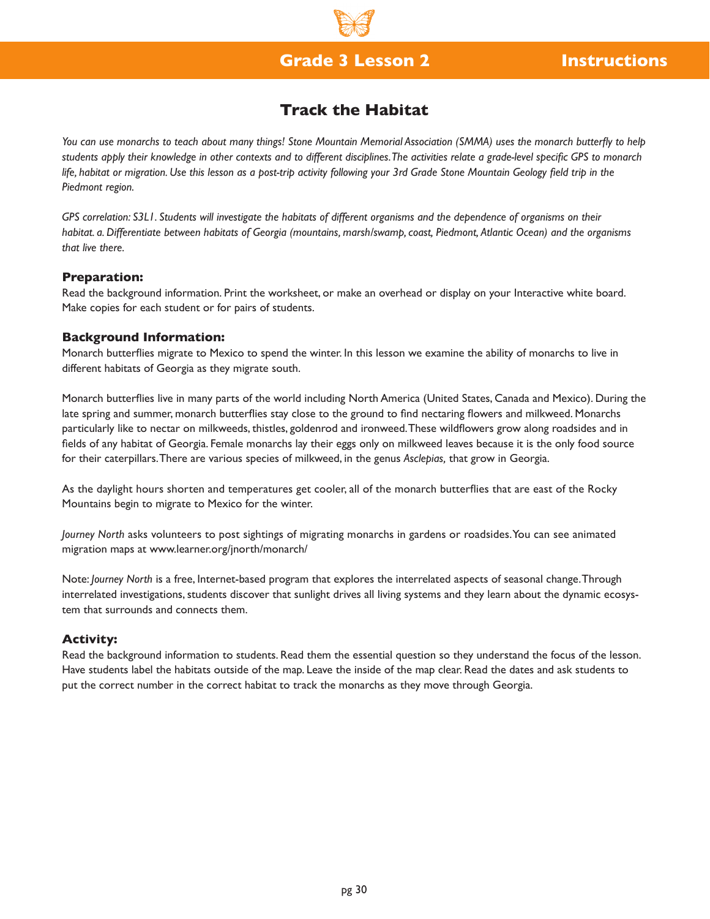# Grade 3 Lesson 2 — Instructions

## Track the Habitat

*You can use monarchs to teach about many things! Stone Mountain Memorial Association (SMMA) uses the monarch butterfly to help students apply their knowledge in other contexts and to different disciplines. The activities relate a grade-level specific GPS to monarch life, habitat or migration. Use this lesson as a post-trip activity following your 3rd Grade Stone Mountain Geology field trip in the Piedmont region.*

*GPS correlation: S3L1. Students will investigate the habitats of different organisms and the dependence of organisms on their habitat. a. Differentiate between habitats of Georgia (mountains, marsh/swamp, coast, Piedmont, Atlantic Ocean) and the organisms that live there.*

### Preparation:

Read the background information. Print the worksheet, or make an overhead or display on your Interactive white board. Make copies for each student or for pairs of students.

### Background Information:

Monarch butterflies migrate to Mexico to spend the winter. In this lesson we examine the ability of monarchs to live in different habitats of Georgia as they migrate south.

Monarch butterflies live in many parts of the world including North America (United States, Canada and Mexico). During the late spring and summer, monarch butterflies stay close to the ground to find nectaring flowers and milkweed. Monarchs particularly like to nectar on milkweeds, thistles, goldenrod and ironweed. These wildflowers grow along roadsides and in fields of any habitat of Georgia. Female monarchs lay their eggs only on milkweed leaves because it is the only food source for their caterpillars. There are various species of milkweed, in the genus *Asclepias,* that grow in Georgia.

As the daylight hours shorten and temperatures get cooler, all of the monarch butterflies that are east of the Rocky Mountains begin to migrate to Mexico for the winter.

*Journey North* asks volunteers to post sightings of migrating monarchs in gardens or roadsides. You can see animated migration maps at www.learner.org/jnorth/monarch/

Note: *Journey North* is a free, Internet-based program that explores the interrelated aspects of seasonal change. Through interrelated investigations, students discover that sunlight drives all living systems and they learn about the dynamic ecosystem that surrounds and connects them.

### Activity:

Read the background information to students. Read them the essential question so they understand the focus of the lesson. Have students label the habitats outside of the map. Leave the inside of the map clear. Read the dates and ask students to put the correct number in the correct habitat to track the monarchs as they move through Georgia.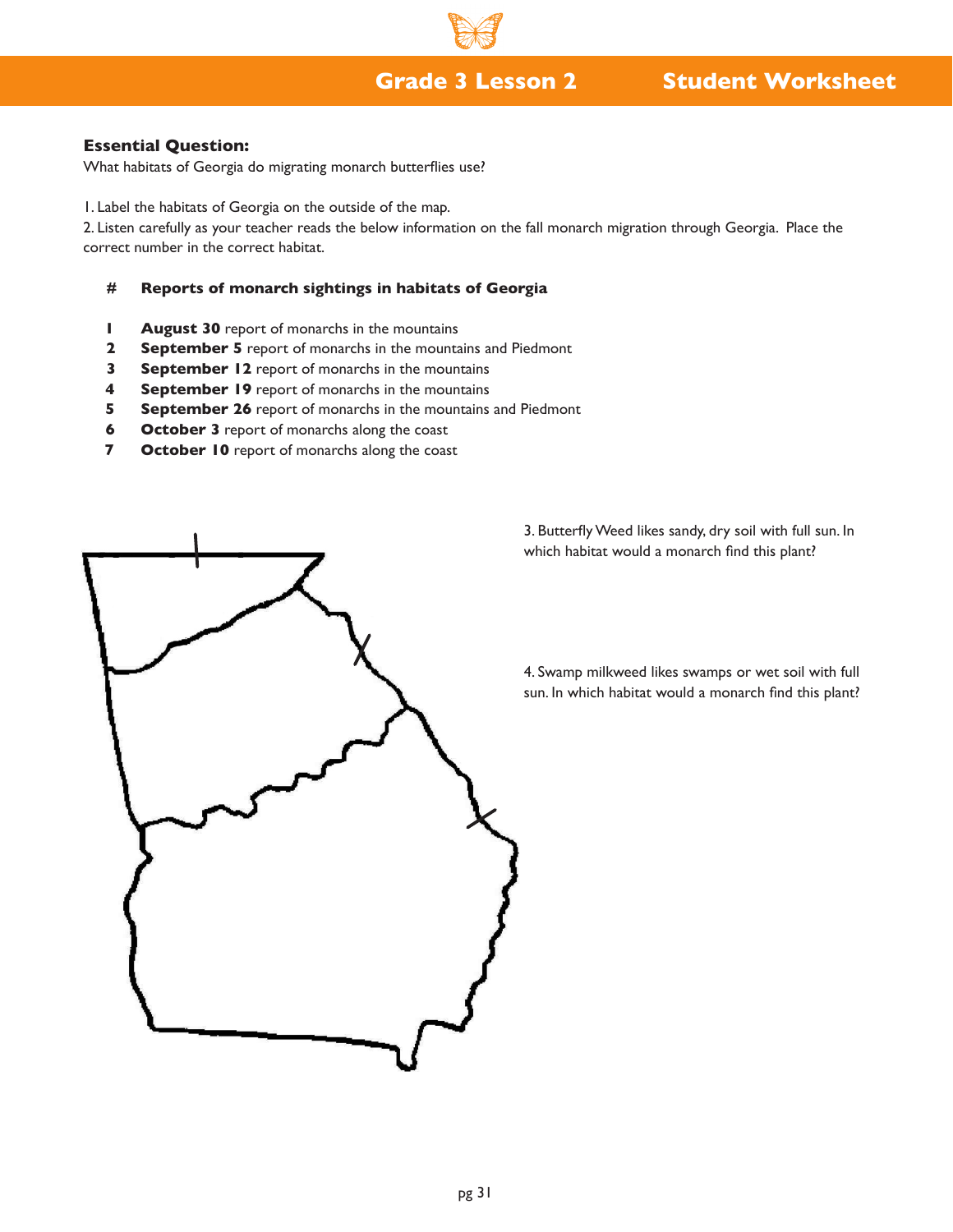## Grade 3 Lesson 2 Student Worksheet

**Essential Question:**
What habitats of Georgia do migrating monarch butterflies use?

1. Label the habitats of Georgia on the outside of the map.
2. Listen carefully as your teacher reads the below information on the fall monarch migration through Georgia. Place the correct number in the correct habitat.

| # | Reports of monarch sightings in habitats of Georgia |
|---|---|
| 1 | **August 30** report of monarchs in the mountains |
| 2 | **September 5** report of monarchs in the mountains and Piedmont |
| 3 | **September 12** report of monarchs in the mountains |
| 4 | **September 19** report of monarchs in the mountains |
| 5 | **September 26** report of monarchs in the mountains and Piedmont |
| 6 | **October 3** report of monarchs along the coast |
| 7 | **October 10** report of monarchs along the coast |

3. Butterfly Weed likes sandy, dry soil with full sun. In which habitat would a monarch find this plant?

4. Swamp milkweed likes swamps or wet soil with full sun. In which habitat would a monarch find this plant?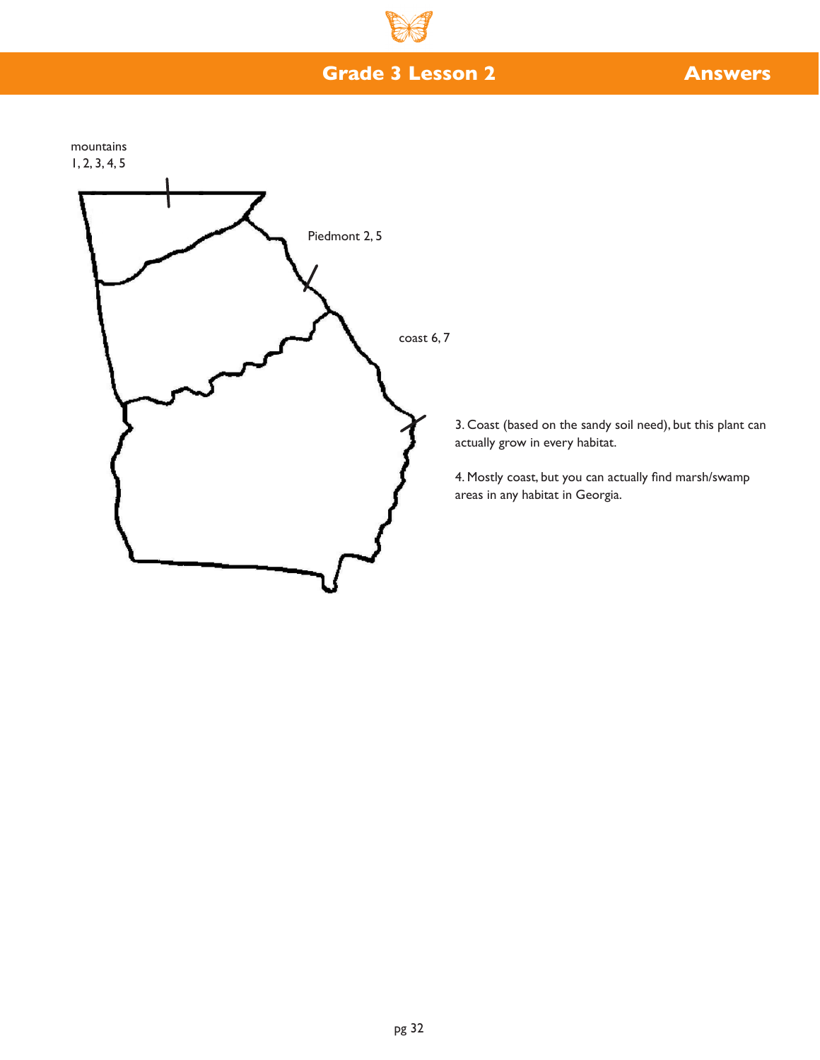## Grade 3 Lesson 2 Answers

mountains
1, 2, 3, 4, 5

Piedmont 2, 5

coast 6, 7

3. Coast (based on the sandy soil need), but this plant can actually grow in every habitat.

4. Mostly coast, but you can actually find marsh/swamp areas in any habitat in Georgia.